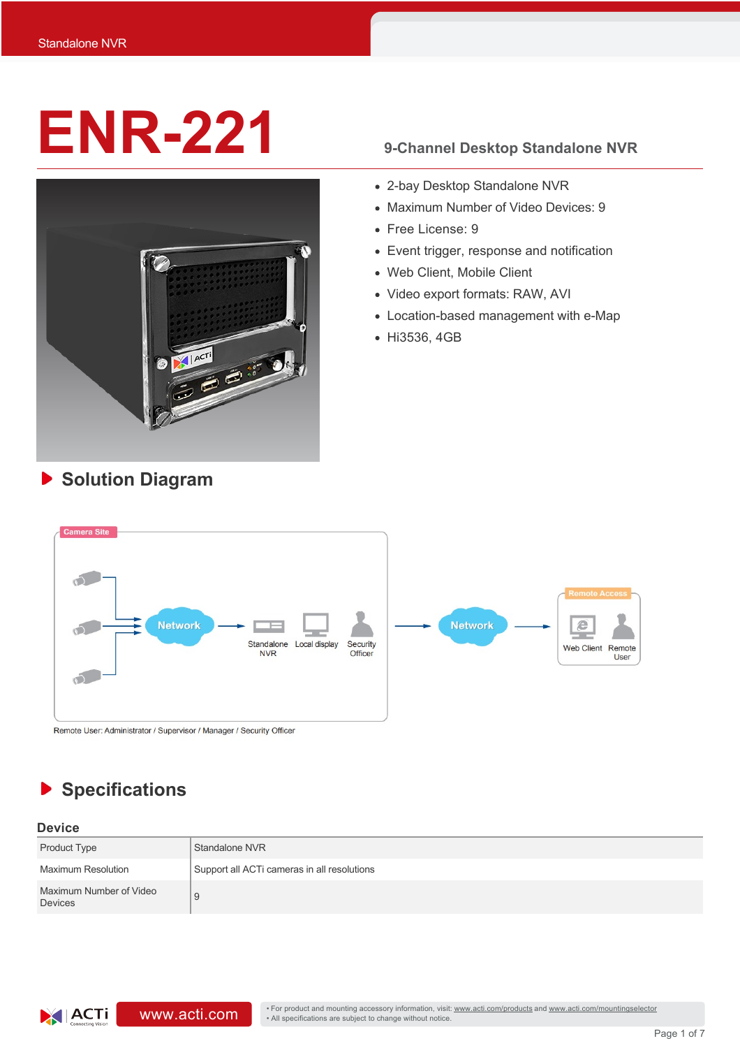# ENR-221

**9-Channel Desktop Standalone NVR**

- 2-bay Desktop Standalone NVR
- Maximum Number of Video Devices: 9
- Free License: 9
- Event trigger, response and notification
- Web Client, Mobile Client
- Video export formats: RAW, AVI
- Location-based management with e-Map
- Hi3536, 4GB

## Solution Diagram

Camera Site

Network → Standalone NVR, Local display, Security Officer → Network → Remote Access: Web Client, Remote User

Remote User: Administrator / Supervisor / Manager / Security Officer

## Specifications

### Device

| | |
|---|---|
| Product Type | Standalone NVR |
| Maximum Resolution | Support all ACTi cameras in all resolutions |
| Maximum Number of Video Devices | 9 |

www.acti.com

- For product and mounting accessory information, visit: www.acti.com/products and www.acti.com/mountingselector
- All specifications are subject to change without notice.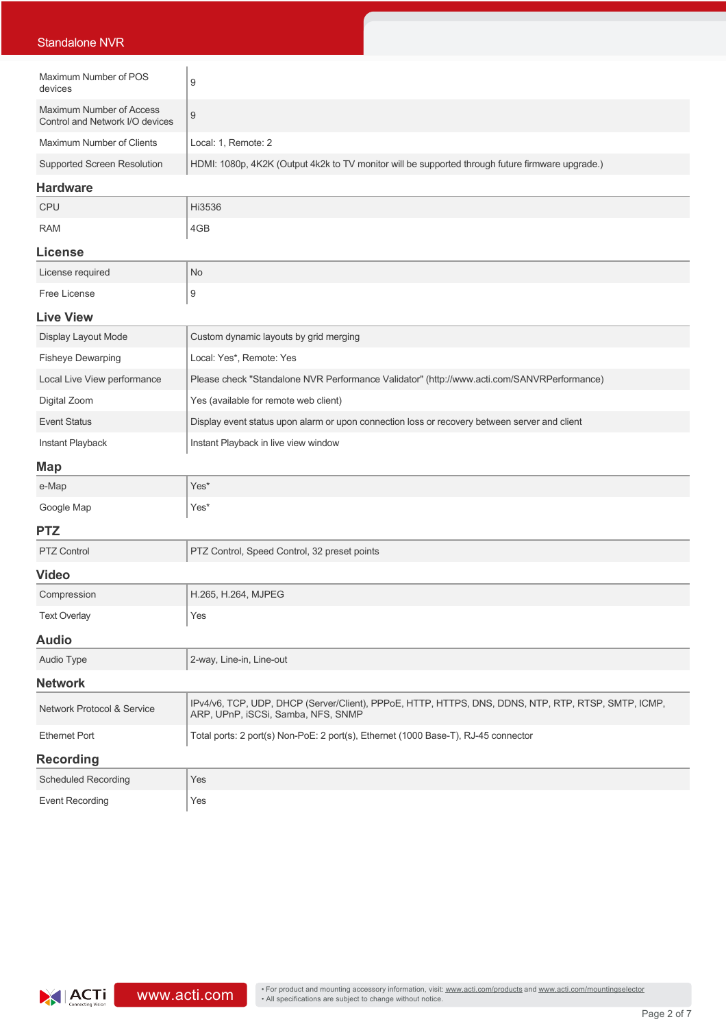| | |
|---|---|
| Maximum Number of POS devices | 9 |
| Maximum Number of Access Control and Network I/O devices | 9 |
| Maximum Number of Clients | Local: 1, Remote: 2 |
| Supported Screen Resolution | HDMI: 1080p, 4K2K (Output 4k2k to TV monitor will be supported through future firmware upgrade.) |

## Hardware

| | |
|---|---|
| CPU | Hi3536 |
| RAM | 4GB |

## License

| | |
|---|---|
| License required | No |
| Free License | 9 |

## Live View

| | |
|---|---|
| Display Layout Mode | Custom dynamic layouts by grid merging |
| Fisheye Dewarping | Local: Yes*, Remote: Yes |
| Local Live View performance | Please check "Standalone NVR Performance Validator" (http://www.acti.com/SANVRPerformance) |
| Digital Zoom | Yes (available for remote web client) |
| Event Status | Display event status upon alarm or upon connection loss or recovery between server and client |
| Instant Playback | Instant Playback in live view window |

## Map

| | |
|---|---|
| e-Map | Yes* |
| Google Map | Yes* |

## PTZ

| | |
|---|---|
| PTZ Control | PTZ Control, Speed Control, 32 preset points |

## Video

| | |
|---|---|
| Compression | H.265, H.264, MJPEG |
| Text Overlay | Yes |

## Audio

| | |
|---|---|
| Audio Type | 2-way, Line-in, Line-out |

## Network

| | |
|---|---|
| Network Protocol & Service | IPv4/v6, TCP, UDP, DHCP (Server/Client), PPPoE, HTTP, HTTPS, DNS, DDNS, NTP, RTP, RTSP, SMTP, ICMP, ARP, UPnP, iSCSi, Samba, NFS, SNMP |
| Ethernet Port | Total ports: 2 port(s) Non-PoE: 2 port(s), Ethernet (1000 Base-T), RJ-45 connector |

## Recording

| | |
|---|---|
| Scheduled Recording | Yes |
| Event Recording | Yes |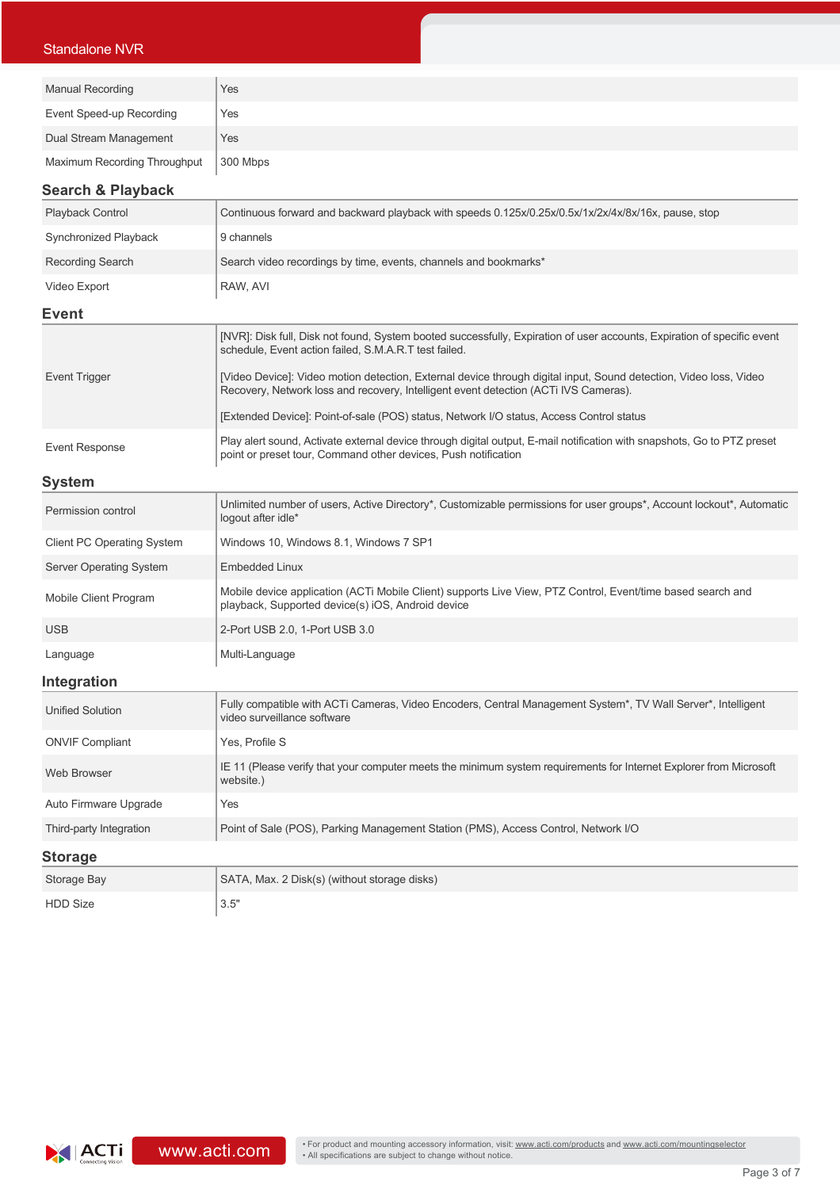| | |
|---|---|
| Manual Recording | Yes |
| Event Speed-up Recording | Yes |
| Dual Stream Management | Yes |
| Maximum Recording Throughput | 300 Mbps |

## Search & Playback

| | |
|---|---|
| Playback Control | Continuous forward and backward playback with speeds 0.125x/0.25x/0.5x/1x/2x/4x/8x/16x, pause, stop |
| Synchronized Playback | 9 channels |
| Recording Search | Search video recordings by time, events, channels and bookmarks* |
| Video Export | RAW, AVI |

## Event

| | |
|---|---|
| Event Trigger | [NVR]: Disk full, Disk not found, System booted successfully, Expiration of user accounts, Expiration of specific event schedule, Event action failed, S.M.A.R.T test failed.<br><br>[Video Device]: Video motion detection, External device through digital input, Sound detection, Video loss, Video Recovery, Network loss and recovery, Intelligent event detection (ACTi IVS Cameras).<br><br>[Extended Device]: Point-of-sale (POS) status, Network I/O status, Access Control status |
| Event Response | Play alert sound, Activate external device through digital output, E-mail notification with snapshots, Go to PTZ preset point or preset tour, Command other devices, Push notification |

## System

| | |
|---|---|
| Permission control | Unlimited number of users, Active Directory*, Customizable permissions for user groups*, Account lockout*, Automatic logout after idle* |
| Client PC Operating System | Windows 10, Windows 8.1, Windows 7 SP1 |
| Server Operating System | Embedded Linux |
| Mobile Client Program | Mobile device application (ACTi Mobile Client) supports Live View, PTZ Control, Event/time based search and playback, Supported device(s) iOS, Android device |
| USB | 2-Port USB 2.0, 1-Port USB 3.0 |
| Language | Multi-Language |

## Integration

| | |
|---|---|
| Unified Solution | Fully compatible with ACTi Cameras, Video Encoders, Central Management System*, TV Wall Server*, Intelligent video surveillance software |
| ONVIF Compliant | Yes, Profile S |
| Web Browser | IE 11 (Please verify that your computer meets the minimum system requirements for Internet Explorer from Microsoft website.) |
| Auto Firmware Upgrade | Yes |
| Third-party Integration | Point of Sale (POS), Parking Management Station (PMS), Access Control, Network I/O |

## Storage

| | |
|---|---|
| Storage Bay | SATA, Max. 2 Disk(s) (without storage disks) |
| HDD Size | 3.5" |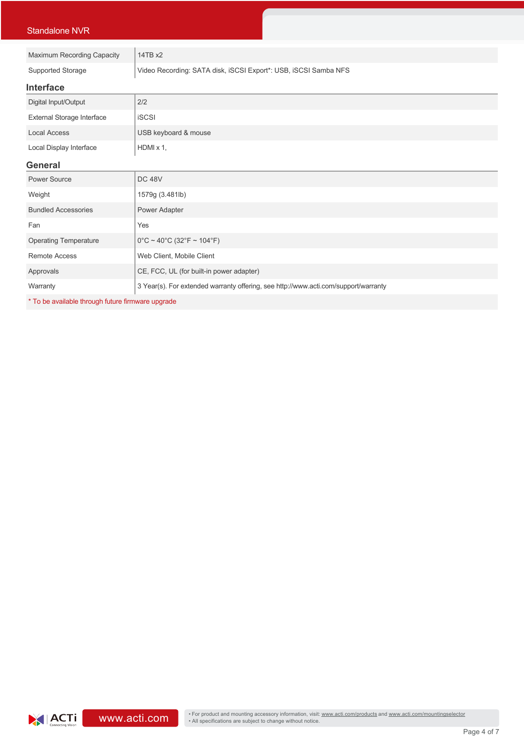| | |
|---|---|
| Maximum Recording Capacity | 14TB x2 |
| Supported Storage | Video Recording: SATA disk, iSCSI Export*: USB, iSCSI Samba NFS |

## Interface

| | |
|---|---|
| Digital Input/Output | 2/2 |
| External Storage Interface | iSCSI |
| Local Access | USB keyboard & mouse |
| Local Display Interface | HDMI x 1, |

## General

| | |
|---|---|
| Power Source | DC 48V |
| Weight | 1579g (3.481lb) |
| Bundled Accessories | Power Adapter |
| Fan | Yes |
| Operating Temperature | 0°C ~ 40°C (32°F ~ 104°F) |
| Remote Access | Web Client, Mobile Client |
| Approvals | CE, FCC, UL (for built-in power adapter) |
| Warranty | 3 Year(s). For extended warranty offering, see http://www.acti.com/support/warranty |

* To be available through future firmware upgrade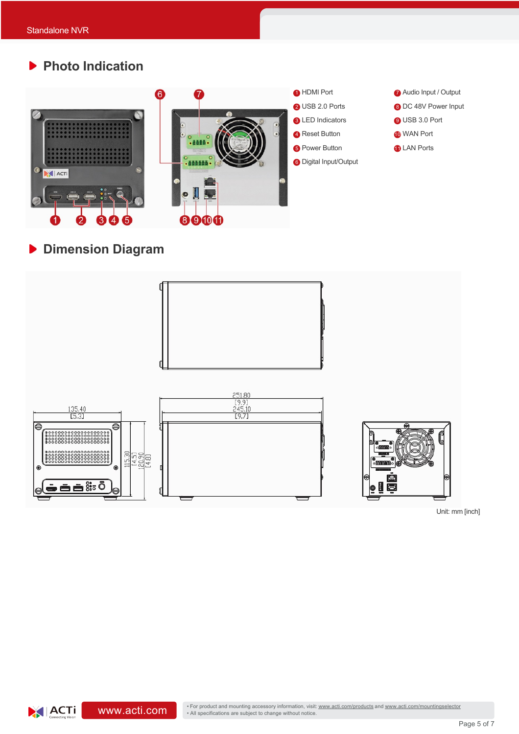## Photo Indication

1. HDMI Port
2. USB 2.0 Ports
3. LED Indicators
4. Reset Button
5. Power Button
6. Digital Input/Output
7. Audio Input / Output
8. DC 48V Power Input
9. USB 3.0 Port
10. WAN Port
11. LAN Ports

## Dimension Diagram

Unit: mm [inch]

- For product and mounting accessory information, visit: www.acti.com/products and www.acti.com/mountingselector
- All specifications are subject to change without notice.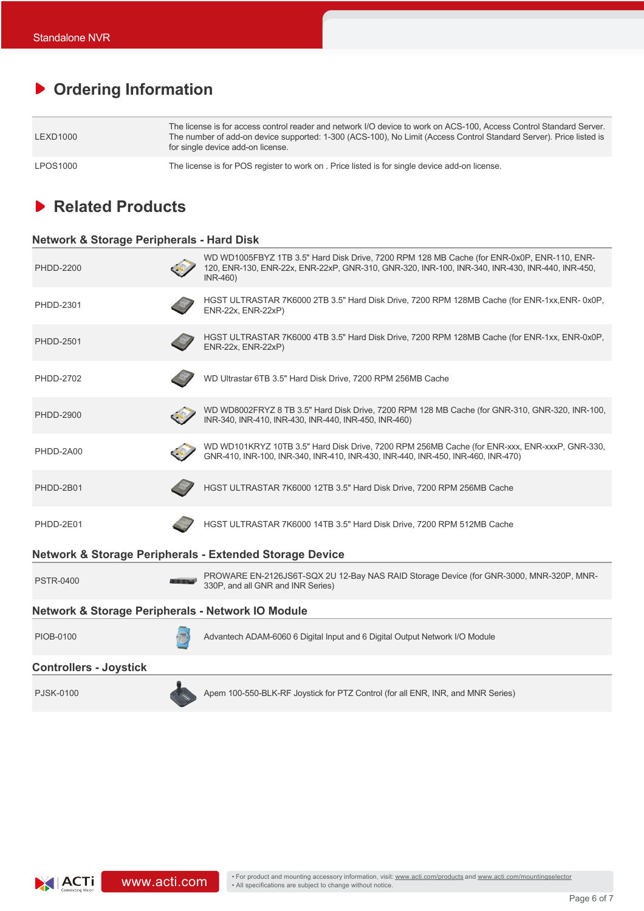## Ordering Information

| | |
|---|---|
| LEXD1000 | The license is for access control reader and network I/O device to work on ACS-100, Access Control Standard Server. The number of add-on device supported: 1-300 (ACS-100), No Limit (Access Control Standard Server). Price listed is for single device add-on license. |
| LPOS1000 | The license is for POS register to work on . Price listed is for single device add-on license. |

## Related Products

### Network & Storage Peripherals - Hard Disk

| | |
|---|---|
| PHDD-2200 | WD WD1005FBYZ 1TB 3.5" Hard Disk Drive, 7200 RPM 128 MB Cache (for ENR-0x0P, ENR-110, ENR-120, ENR-130, ENR-22x, ENR-22xP, GNR-310, GNR-320, INR-100, INR-340, INR-430, INR-440, INR-450, INR-460) |
| PHDD-2301 | HGST ULTRASTAR 7K6000 2TB 3.5" Hard Disk Drive, 7200 RPM 128MB Cache (for ENR-1xx,ENR- 0x0P, ENR-22x, ENR-22xP) |
| PHDD-2501 | HGST ULTRASTAR 7K6000 4TB 3.5" Hard Disk Drive, 7200 RPM 128MB Cache (for ENR-1xx, ENR-0x0P, ENR-22x, ENR-22xP) |
| PHDD-2702 | WD Ultrastar 6TB 3.5" Hard Disk Drive, 7200 RPM 256MB Cache |
| PHDD-2900 | WD WD8002FRYZ 8 TB 3.5" Hard Disk Drive, 7200 RPM 128 MB Cache (for GNR-310, GNR-320, INR-100, INR-340, INR-410, INR-430, INR-440, INR-450, INR-460) |
| PHDD-2A00 | WD WD101KRYZ 10TB 3.5" Hard Disk Drive, 7200 RPM 256MB Cache (for ENR-xxx, ENR-xxxP, GNR-330, GNR-410, INR-100, INR-340, INR-410, INR-430, INR-440, INR-450, INR-460, INR-470) |
| PHDD-2B01 | HGST ULTRASTAR 7K6000 12TB 3.5" Hard Disk Drive, 7200 RPM 256MB Cache |
| PHDD-2E01 | HGST ULTRASTAR 7K6000 14TB 3.5" Hard Disk Drive, 7200 RPM 512MB Cache |

### Network & Storage Peripherals - Extended Storage Device

| | |
|---|---|
| PSTR-0400 | PROWARE EN-2126JS6T-SQX 2U 12-Bay NAS RAID Storage Device (for GNR-3000, MNR-320P, MNR-330P, and all GNR and INR Series) |

### Network & Storage Peripherals - Network IO Module

| | |
|---|---|
| PIOB-0100 | Advantech ADAM-6060 6 Digital Input and 6 Digital Output Network I/O Module |

### Controllers - Joystick

| | |
|---|---|
| PJSK-0100 | Apem 100-550-BLK-RF Joystick for PTZ Control (for all ENR, INR, and MNR Series) |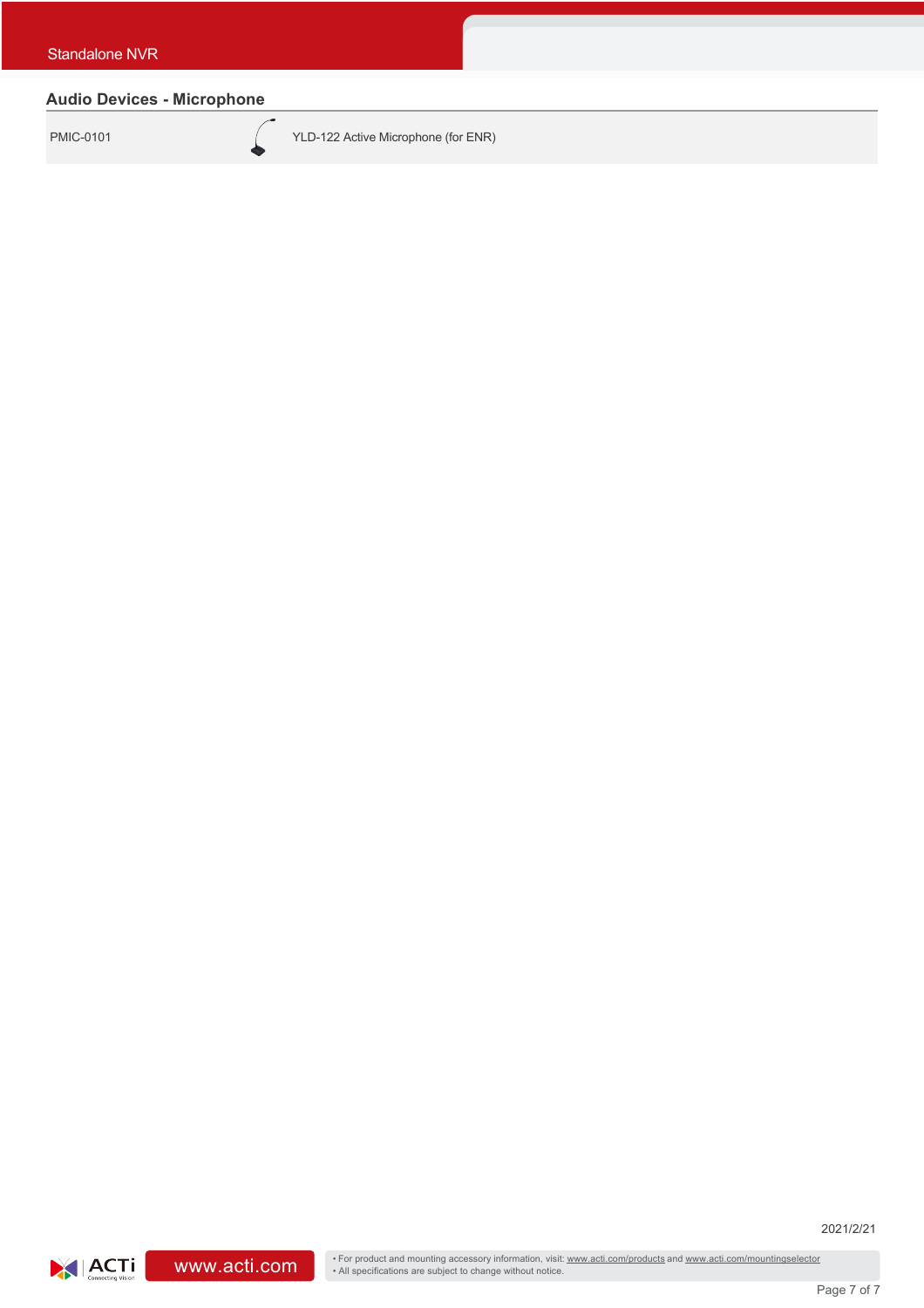## Audio Devices - Microphone

| | |
|---|---|
| PMIC-0101 | YLD-122 Active Microphone (for ENR) |

2021/2/21

• For product and mounting accessory information, visit: www.acti.com/products and www.acti.com/mountingselector
• All specifications are subject to change without notice.